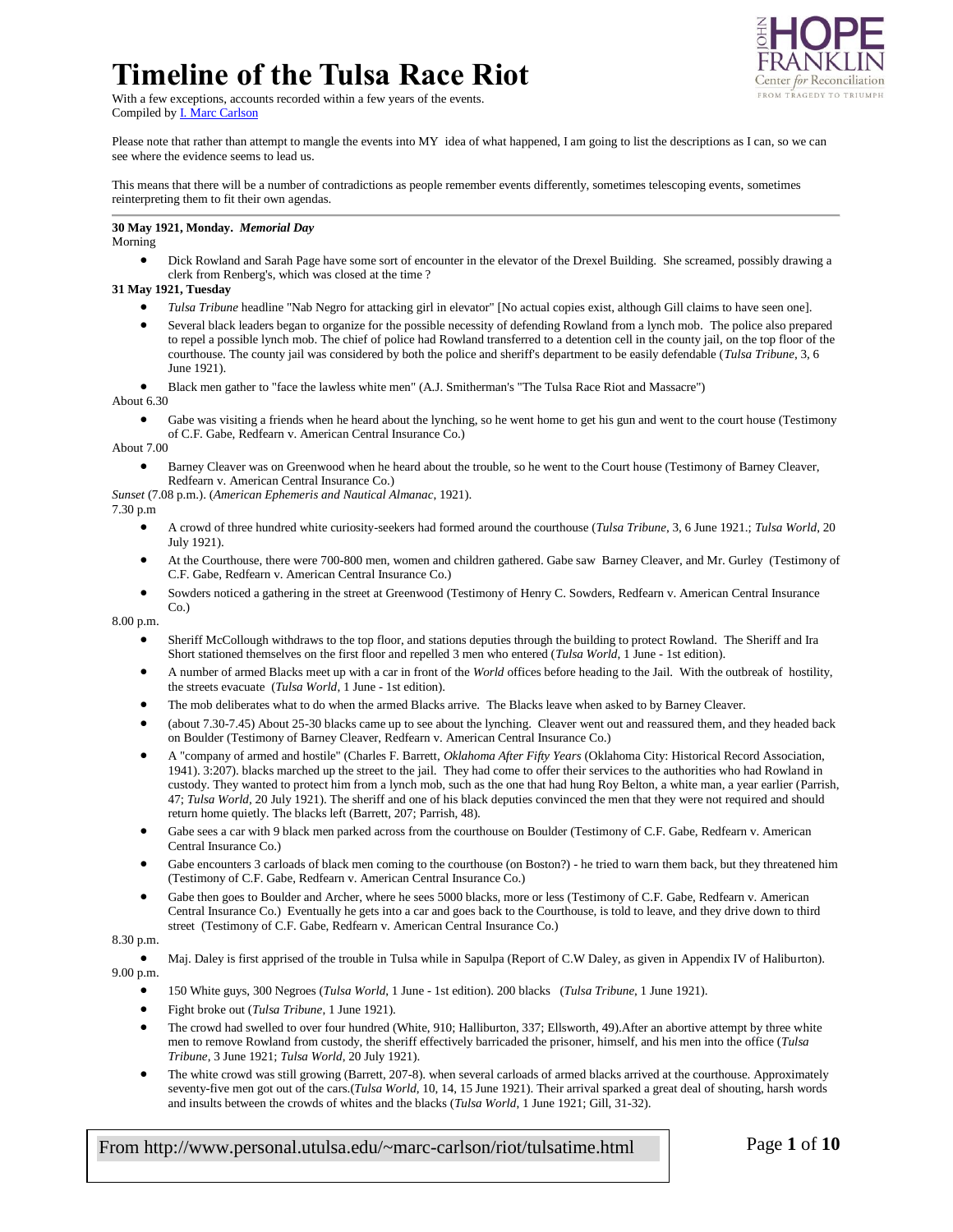# Timeline of the Tulsa Race Riot

With a few exceptions, accounts recorded within a few years of the events.
Compiled by I. Marc Carlson

Please note that rather than attempt to mangle the events into MY idea of what happened, I am going to list the descriptions as I can, so we can see where the evidence seems to lead us.

This means that there will be a number of contradictions as people remember events differently, sometimes telescoping events, sometimes reinterpreting them to fit their own agendas.

---

**30 May 1921, Monday.** ***Memorial Day***

Morning

- Dick Rowland and Sarah Page have some sort of encounter in the elevator of the Drexel Building. She screamed, possibly drawing a clerk from Renberg's, which was closed at the time ?

**31 May 1921, Tuesday**

- *Tulsa Tribune* headline "Nab Negro for attacking girl in elevator" [No actual copies exist, although Gill claims to have seen one].
- Several black leaders began to organize for the possible necessity of defending Rowland from a lynch mob. The police also prepared to repel a possible lynch mob. The chief of police had Rowland transferred to a detention cell in the county jail, on the top floor of the courthouse. The county jail was considered by both the police and sheriff's department to be easily defendable (*Tulsa Tribune*, 3, 6 June 1921).
- Black men gather to "face the lawless white men" (A.J. Smitherman's "The Tulsa Race Riot and Massacre")

About 6.30

- Gabe was visiting a friends when he heard about the lynching, so he went home to get his gun and went to the court house (Testimony of C.F. Gabe, Redfearn v. American Central Insurance Co.)

About 7.00

- Barney Cleaver was on Greenwood when he heard about the trouble, so he went to the Court house (Testimony of Barney Cleaver, Redfearn v. American Central Insurance Co.)

*Sunset* (7.08 p.m.). (*American Ephemeris and Nautical Almanac*, 1921).

7.30 p.m

- A crowd of three hundred white curiosity-seekers had formed around the courthouse (*Tulsa Tribune*, 3, 6 June 1921.; *Tulsa World*, 20 July 1921).
- At the Courthouse, there were 700-800 men, women and children gathered. Gabe saw Barney Cleaver, and Mr. Gurley (Testimony of C.F. Gabe, Redfearn v. American Central Insurance Co.)
- Sowders noticed a gathering in the street at Greenwood (Testimony of Henry C. Sowders, Redfearn v. American Central Insurance Co.)

8.00 p.m.

- Sheriff McCollough withdraws to the top floor, and stations deputies through the building to protect Rowland. The Sheriff and Ira Short stationed themselves on the first floor and repelled 3 men who entered (*Tulsa World*, 1 June - 1st edition).
- A number of armed Blacks meet up with a car in front of the *World* offices before heading to the Jail. With the outbreak of hostility, the streets evacuate (*Tulsa World*, 1 June - 1st edition).
- The mob deliberates what to do when the armed Blacks arrive. The Blacks leave when asked to by Barney Cleaver.
- (about 7.30-7.45) About 25-30 blacks came up to see about the lynching. Cleaver went out and reassured them, and they headed back on Boulder (Testimony of Barney Cleaver, Redfearn v. American Central Insurance Co.)
- A "company of armed and hostile" (Charles F. Barrett, *Oklahoma After Fifty Years* (Oklahoma City: Historical Record Association, 1941). 3:207). blacks marched up the street to the jail. They had come to offer their services to the authorities who had Rowland in custody. They wanted to protect him from a lynch mob, such as the one that had hung Roy Belton, a white man, a year earlier (Parrish, 47; *Tulsa World*, 20 July 1921). The sheriff and one of his black deputies convinced the men that they were not required and should return home quietly. The blacks left (Barrett, 207; Parrish, 48).
- Gabe sees a car with 9 black men parked across from the courthouse on Boulder (Testimony of C.F. Gabe, Redfearn v. American Central Insurance Co.)
- Gabe encounters 3 carloads of black men coming to the courthouse (on Boston?) - he tried to warn them back, but they threatened him (Testimony of C.F. Gabe, Redfearn v. American Central Insurance Co.)
- Gabe then goes to Boulder and Archer, where he sees 5000 blacks, more or less (Testimony of C.F. Gabe, Redfearn v. American Central Insurance Co.) Eventually he gets into a car and goes back to the Courthouse, is told to leave, and they drive down to third street (Testimony of C.F. Gabe, Redfearn v. American Central Insurance Co.)

8.30 p.m.

- Maj. Daley is first apprised of the trouble in Tulsa while in Sapulpa (Report of C.W Daley, as given in Appendix IV of Haliburton).

9.00 p.m.

- 150 White guys, 300 Negroes (*Tulsa World*, 1 June - 1st edition). 200 blacks (*Tulsa Tribune*, 1 June 1921).
- Fight broke out (*Tulsa Tribune*, 1 June 1921).
- The crowd had swelled to over four hundred (White, 910; Halliburton, 337; Ellsworth, 49).After an abortive attempt by three white men to remove Rowland from custody, the sheriff effectively barricaded the prisoner, himself, and his men into the office (*Tulsa Tribune*, 3 June 1921; *Tulsa World*, 20 July 1921).
- The white crowd was still growing (Barrett, 207-8). when several carloads of armed blacks arrived at the courthouse. Approximately seventy-five men got out of the cars.(*Tulsa World*, 10, 14, 15 June 1921). Their arrival sparked a great deal of shouting, harsh words and insults between the crowds of whites and the blacks (*Tulsa World*, 1 June 1921; Gill, 31-32).

From http://www.personal.utulsa.edu/~marc-carlson/riot/tulsatime.html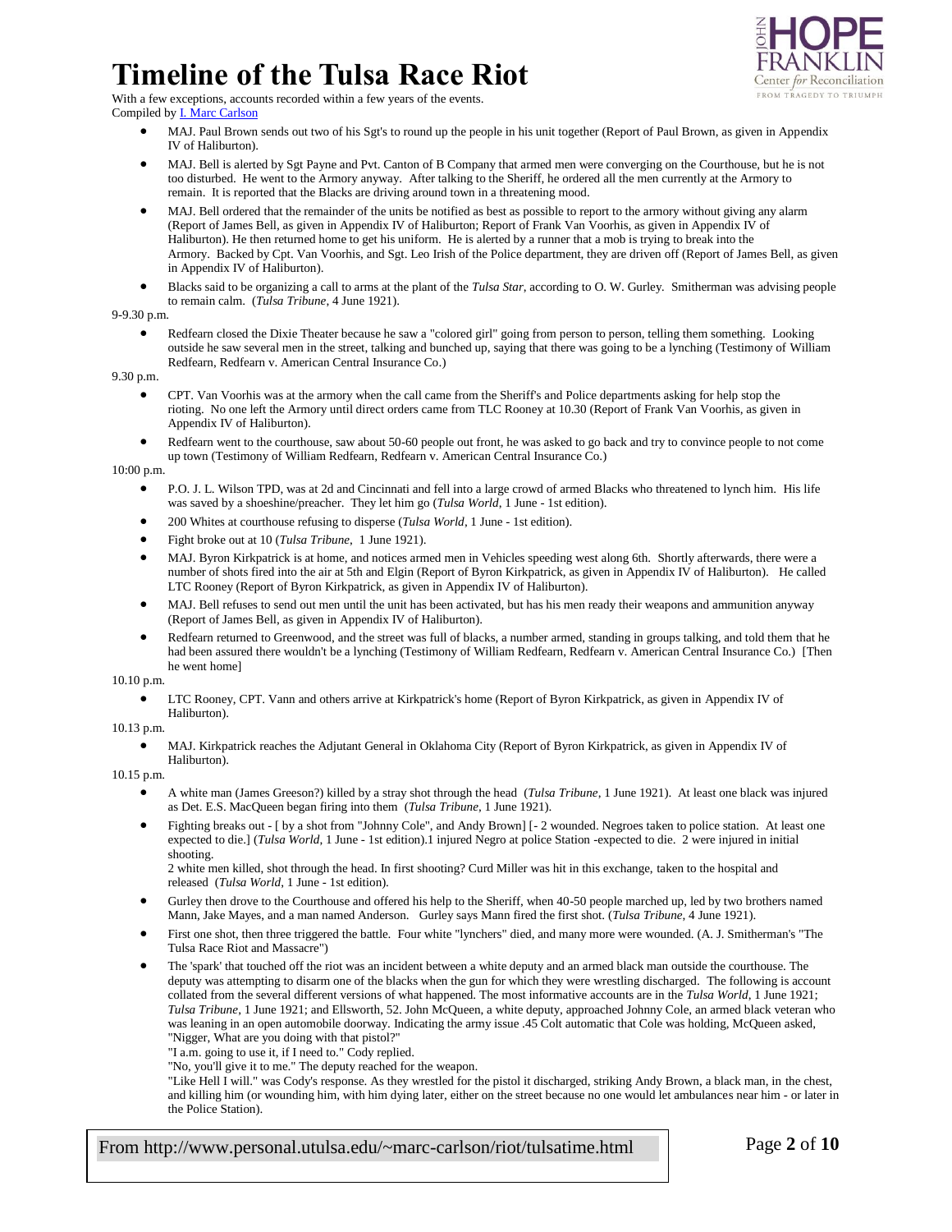# Timeline of the Tulsa Race Riot

With a few exceptions, accounts recorded within a few years of the events.
Compiled by I. Marc Carlson

- MAJ. Paul Brown sends out two of his Sgt's to round up the people in his unit together (Report of Paul Brown, as given in Appendix IV of Haliburton).
- MAJ. Bell is alerted by Sgt Payne and Pvt. Canton of B Company that armed men were converging on the Courthouse, but he is not too disturbed. He went to the Armory anyway. After talking to the Sheriff, he ordered all the men currently at the Armory to remain. It is reported that the Blacks are driving around town in a threatening mood.
- MAJ. Bell ordered that the remainder of the units be notified as best as possible to report to the armory without giving any alarm (Report of James Bell, as given in Appendix IV of Haliburton; Report of Frank Van Voorhis, as given in Appendix IV of Haliburton). He then returned home to get his uniform. He is alerted by a runner that a mob is trying to break into the Armory. Backed by Cpt. Van Voorhis, and Sgt. Leo Irish of the Police department, they are driven off (Report of James Bell, as given in Appendix IV of Haliburton).
- Blacks said to be organizing a call to arms at the plant of the *Tulsa Star*, according to O. W. Gurley. Smitherman was advising people to remain calm. (*Tulsa Tribune*, 4 June 1921).

9-9.30 p.m.

- Redfearn closed the Dixie Theater because he saw a "colored girl" going from person to person, telling them something. Looking outside he saw several men in the street, talking and bunched up, saying that there was going to be a lynching (Testimony of William Redfearn, Redfearn v. American Central Insurance Co.)

9.30 p.m.

- CPT. Van Voorhis was at the armory when the call came from the Sheriff's and Police departments asking for help stop the rioting. No one left the Armory until direct orders came from TLC Rooney at 10.30 (Report of Frank Van Voorhis, as given in Appendix IV of Haliburton).
- Redfearn went to the courthouse, saw about 50-60 people out front, he was asked to go back and try to convince people to not come up town (Testimony of William Redfearn, Redfearn v. American Central Insurance Co.)

10:00 p.m.

- P.O. J. L. Wilson TPD, was at 2d and Cincinnati and fell into a large crowd of armed Blacks who threatened to lynch him. His life was saved by a shoeshine/preacher. They let him go (*Tulsa World*, 1 June - 1st edition).
- 200 Whites at courthouse refusing to disperse (*Tulsa World*, 1 June - 1st edition).
- Fight broke out at 10 (*Tulsa Tribune*, 1 June 1921).
- MAJ. Byron Kirkpatrick is at home, and notices armed men in Vehicles speeding west along 6th. Shortly afterwards, there were a number of shots fired into the air at 5th and Elgin (Report of Byron Kirkpatrick, as given in Appendix IV of Haliburton). He called LTC Rooney (Report of Byron Kirkpatrick, as given in Appendix IV of Haliburton).
- MAJ. Bell refuses to send out men until the unit has been activated, but has his men ready their weapons and ammunition anyway (Report of James Bell, as given in Appendix IV of Haliburton).
- Redfearn returned to Greenwood, and the street was full of blacks, a number armed, standing in groups talking, and told them that he had been assured there wouldn't be a lynching (Testimony of William Redfearn, Redfearn v. American Central Insurance Co.) [Then he went home]

10.10 p.m.

- LTC Rooney, CPT. Vann and others arrive at Kirkpatrick's home (Report of Byron Kirkpatrick, as given in Appendix IV of Haliburton).

10.13 p.m.

- MAJ. Kirkpatrick reaches the Adjutant General in Oklahoma City (Report of Byron Kirkpatrick, as given in Appendix IV of Haliburton).

10.15 p.m.

- A white man (James Greeson?) killed by a stray shot through the head (*Tulsa Tribune*, 1 June 1921). At least one black was injured as Det. E.S. MacQueen began firing into them (*Tulsa Tribune*, 1 June 1921).
- Fighting breaks out - [ by a shot from "Johnny Cole", and Andy Brown] [- 2 wounded. Negroes taken to police station. At least one expected to die.] (*Tulsa World*, 1 June - 1st edition).1 injured Negro at police Station -expected to die. 2 were injured in initial shooting.
  2 white men killed, shot through the head. In first shooting? Curd Miller was hit in this exchange, taken to the hospital and released (*Tulsa World*, 1 June - 1st edition).
- Gurley then drove to the Courthouse and offered his help to the Sheriff, when 40-50 people marched up, led by two brothers named Mann, Jake Mayes, and a man named Anderson. Gurley says Mann fired the first shot. (*Tulsa Tribune*, 4 June 1921).
- First one shot, then three triggered the battle. Four white "lynchers" died, and many more were wounded. (A. J. Smitherman's "The Tulsa Race Riot and Massacre")
- The 'spark' that touched off the riot was an incident between a white deputy and an armed black man outside the courthouse. The deputy was attempting to disarm one of the blacks when the gun for which they were wrestling discharged. The following is account collated from the several different versions of what happened. The most informative accounts are in the *Tulsa World*, 1 June 1921; *Tulsa Tribune*, 1 June 1921; and Ellsworth, 52. John McQueen, a white deputy, approached Johnny Cole, an armed black veteran who was leaning in an open automobile doorway. Indicating the army issue .45 Colt automatic that Cole was holding, McQueen asked, "Nigger, What are you doing with that pistol?"
  "I a.m. going to use it, if I need to." Cody replied.
  "No, you'll give it to me." The deputy reached for the weapon.
  "Like Hell I will." was Cody's response. As they wrestled for the pistol it discharged, striking Andy Brown, a black man, in the chest, and killing him (or wounding him, with him dying later, either on the street because no one would let ambulances near him - or later in the Police Station).

From http://www.personal.utulsa.edu/~marc-carlson/riot/tulsatime.html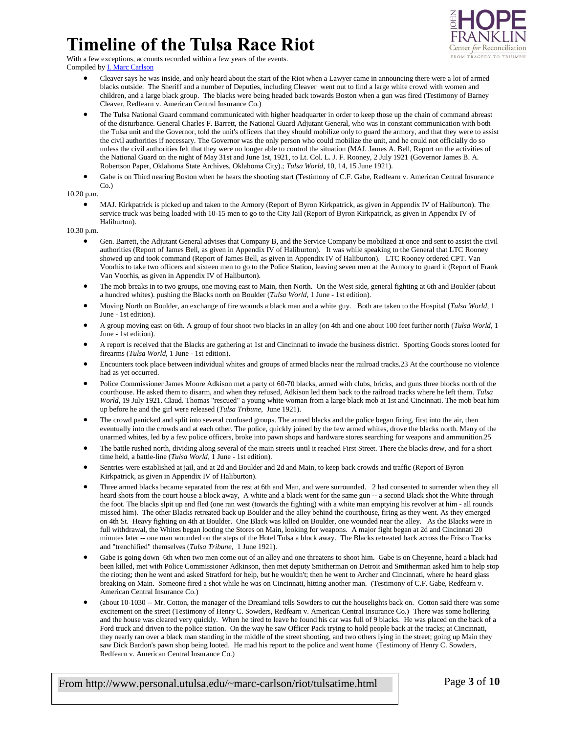# Timeline of the Tulsa Race Riot

With a few exceptions, accounts recorded within a few years of the events.
Compiled by I. Marc Carlson

- Cleaver says he was inside, and only heard about the start of the Riot when a Lawyer came in announcing there were a lot of armed blacks outside. The Sheriff and a number of Deputies, including Cleaver went out to find a large white crowd with women and children, and a large black group. The blacks were being headed back towards Boston when a gun was fired (Testimony of Barney Cleaver, Redfearn v. American Central Insurance Co.)
- The Tulsa National Guard command communicated with higher headquarter in order to keep those up the chain of command abreast of the disturbance. General Charles F. Barrett, the National Guard Adjutant General, who was in constant communication with both the Tulsa unit and the Governor, told the unit's officers that they should mobilize only to guard the armory, and that they were to assist the civil authorities if necessary. The Governor was the only person who could mobilize the unit, and he could not officially do so unless the civil authorities felt that they were no longer able to control the situation (MAJ. James A. Bell, Report on the activities of the National Guard on the night of May 31st and June 1st, 1921, to Lt. Col. L. J. F. Rooney, 2 July 1921 (Governor James B. A. Robertson Paper, Oklahoma State Archives, Oklahoma City).; *Tulsa World*, 10, 14, 15 June 1921).
- Gabe is on Third nearing Boston when he hears the shooting start (Testimony of C.F. Gabe, Redfearn v. American Central Insurance Co.)

10.20 p.m.

- MAJ. Kirkpatrick is picked up and taken to the Armory (Report of Byron Kirkpatrick, as given in Appendix IV of Haliburton). The service truck was being loaded with 10-15 men to go to the City Jail (Report of Byron Kirkpatrick, as given in Appendix IV of Haliburton).

10.30 p.m.

- Gen. Barrett, the Adjutant General advises that Company B, and the Service Company be mobilized at once and sent to assist the civil authorities (Report of James Bell, as given in Appendix IV of Haliburton). It was while speaking to the General that LTC Rooney showed up and took command (Report of James Bell, as given in Appendix IV of Haliburton). LTC Rooney ordered CPT. Van Voorhis to take two officers and sixteen men to go to the Police Station, leaving seven men at the Armory to guard it (Report of Frank Van Voorhis, as given in Appendix IV of Haliburton).
- The mob breaks in to two groups, one moving east to Main, then North. On the West side, general fighting at 6th and Boulder (about a hundred whites). pushing the Blacks north on Boulder (*Tulsa World*, 1 June - 1st edition).
- Moving North on Boulder, an exchange of fire wounds a black man and a white guy. Both are taken to the Hospital (*Tulsa World*, 1 June - 1st edition).
- A group moving east on 6th. A group of four shoot two blacks in an alley (on 4th and one about 100 feet further north (*Tulsa World*, 1 June - 1st edition).
- A report is received that the Blacks are gathering at 1st and Cincinnati to invade the business district. Sporting Goods stores looted for firearms (*Tulsa World*, 1 June - 1st edition).
- Encounters took place between individual whites and groups of armed blacks near the railroad tracks.23 At the courthouse no violence had as yet occurred.
- Police Commissioner James Moore Adkison met a party of 60-70 blacks, armed with clubs, bricks, and guns three blocks north of the courthouse. He asked them to disarm, and when they refused, Adkison led them back to the railroad tracks where he left them. *Tulsa World*, 19 July 1921. Claud. Thomas "rescued" a young white woman from a large black mob at 1st and Cincinnati. The mob beat him up before he and the girl were released (*Tulsa Tribune*, June 1921).
- The crowd panicked and split into several confused groups. The armed blacks and the police began firing, first into the air, then eventually into the crowds and at each other. The police, quickly joined by the few armed whites, drove the blacks north. Many of the unarmed whites, led by a few police officers, broke into pawn shops and hardware stores searching for weapons and ammunition.25
- The battle rushed north, dividing along several of the main streets until it reached First Street. There the blacks drew, and for a short time held, a battle-line (*Tulsa World*, 1 June - 1st edition).
- Sentries were established at jail, and at 2d and Boulder and 2d and Main, to keep back crowds and traffic (Report of Byron Kirkpatrick, as given in Appendix IV of Haliburton).
- Three armed blacks became separated from the rest at 6th and Man, and were surrounded. 2 had consented to surrender when they all heard shots from the court house a block away, A white and a black went for the same gun -- a second Black shot the White through the foot. The blacks slipt up and fled (one ran west (towards the fighting) with a white man emptying his revolver at him - all rounds missed him). The other Blacks retreated back up Boulder and the alley behind the courthouse, firing as they went. As they emerged on 4th St. Heavy fighting on 4th at Boulder. One Black was killed on Boulder, one wounded near the alley. As the Blacks were in full withdrawal, the Whites began looting the Stores on Main, looking for weapons. A major fight began at 2d and Cincinnati 20 minutes later -- one man wounded on the steps of the Hotel Tulsa a block away. The Blacks retreated back across the Frisco Tracks and "trenchified" themselves (*Tulsa Tribune*, 1 June 1921).
- Gabe is going down 6th when two men come out of an alley and one threatens to shoot him. Gabe is on Cheyenne, heard a black had been killed, met with Police Commissioner Adkinson, then met deputy Smitherman on Detroit and Smitherman asked him to help stop the rioting; then he went and asked Stratford for help, but he wouldn't; then he went to Archer and Cincinnati, where he heard glass breaking on Main. Someone fired a shot while he was on Cincinnati, hitting another man. (Testimony of C.F. Gabe, Redfearn v. American Central Insurance Co.)
- (about 10-1030 -- Mr. Cotton, the manager of the Dreamland tells Sowders to cut the houselights back on. Cotton said there was some excitement on the street (Testimony of Henry C. Sowders, Redfearn v. American Central Insurance Co.) There was some hollering and the house was cleared very quickly. When he tired to leave he found his car was full of 9 blacks. He was placed on the back of a Ford truck and driven to the police station. On the way he saw Officer Pack trying to hold people back at the tracks; at Cincinnati, they nearly ran over a black man standing in the middle of the street shooting, and two others lying in the street; going up Main they saw Dick Bardon's pawn shop being looted. He mad his report to the police and went home (Testimony of Henry C. Sowders, Redfearn v. American Central Insurance Co.)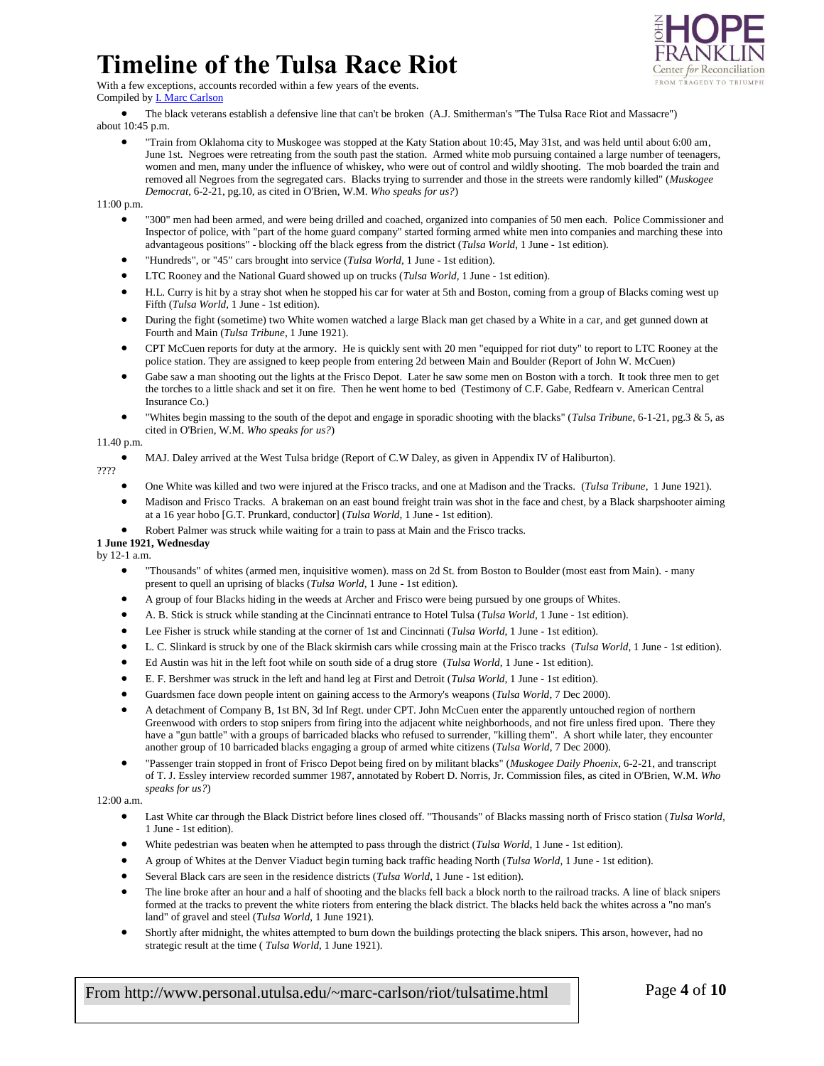# Timeline of the Tulsa Race Riot

With a few exceptions, accounts recorded within a few years of the events.
Compiled by I. Marc Carlson

- The black veterans establish a defensive line that can't be broken (A.J. Smitherman's "The Tulsa Race Riot and Massacre")

about 10:45 p.m.

- "Train from Oklahoma city to Muskogee was stopped at the Katy Station about 10:45, May 31st, and was held until about 6:00 am, June 1st. Negroes were retreating from the south past the station. Armed white mob pursuing contained a large number of teenagers, women and men, many under the influence of whiskey, who were out of control and wildly shooting. The mob boarded the train and removed all Negroes from the segregated cars. Blacks trying to surrender and those in the streets were randomly killed" (*Muskogee Democrat*, 6-2-21, pg.10, as cited in O'Brien, W.M. *Who speaks for us?*)

11:00 p.m.

- "300" men had been armed, and were being drilled and coached, organized into companies of 50 men each. Police Commissioner and Inspector of police, with "part of the home guard company" started forming armed white men into companies and marching these into advantageous positions" - blocking off the black egress from the district (*Tulsa World*, 1 June - 1st edition).
- "Hundreds", or "45" cars brought into service (*Tulsa World*, 1 June - 1st edition).
- LTC Rooney and the National Guard showed up on trucks (*Tulsa World*, 1 June - 1st edition).
- H.L. Curry is hit by a stray shot when he stopped his car for water at 5th and Boston, coming from a group of Blacks coming west up Fifth (*Tulsa World*, 1 June - 1st edition).
- During the fight (sometime) two White women watched a large Black man get chased by a White in a car, and get gunned down at Fourth and Main (*Tulsa Tribune*, 1 June 1921).
- CPT McCuen reports for duty at the armory. He is quickly sent with 20 men "equipped for riot duty" to report to LTC Rooney at the police station. They are assigned to keep people from entering 2d between Main and Boulder (Report of John W. McCuen)
- Gabe saw a man shooting out the lights at the Frisco Depot. Later he saw some men on Boston with a torch. It took three men to get the torches to a little shack and set it on fire. Then he went home to bed (Testimony of C.F. Gabe, Redfearn v. American Central Insurance Co.)
- "Whites begin massing to the south of the depot and engage in sporadic shooting with the blacks" (*Tulsa Tribune*, 6-1-21, pg.3 & 5, as cited in O'Brien, W.M. *Who speaks for us?*)

11.40 p.m.

- MAJ. Daley arrived at the West Tulsa bridge (Report of C.W Daley, as given in Appendix IV of Haliburton).

????

- One White was killed and two were injured at the Frisco tracks, and one at Madison and the Tracks. (*Tulsa Tribune*, 1 June 1921).
- Madison and Frisco Tracks. A brakeman on an east bound freight train was shot in the face and chest, by a Black sharpshooter aiming at a 16 year hobo [G.T. Prunkard, conductor] (*Tulsa World*, 1 June - 1st edition).
- Robert Palmer was struck while waiting for a train to pass at Main and the Frisco tracks.

**1 June 1921, Wednesday**

by 12-1 a.m.

- "Thousands" of whites (armed men, inquisitive women). mass on 2d St. from Boston to Boulder (most east from Main). - many present to quell an uprising of blacks (*Tulsa World*, 1 June - 1st edition).
- A group of four Blacks hiding in the weeds at Archer and Frisco were being pursued by one groups of Whites.
- A. B. Stick is struck while standing at the Cincinnati entrance to Hotel Tulsa (*Tulsa World*, 1 June - 1st edition).
- Lee Fisher is struck while standing at the corner of 1st and Cincinnati (*Tulsa World*, 1 June - 1st edition).
- L. C. Slinkard is struck by one of the Black skirmish cars while crossing main at the Frisco tracks (*Tulsa World*, 1 June - 1st edition).
- Ed Austin was hit in the left foot while on south side of a drug store (*Tulsa World*, 1 June - 1st edition).
- E. F. Bershmer was struck in the left and hand leg at First and Detroit (*Tulsa World*, 1 June - 1st edition).
- Guardsmen face down people intent on gaining access to the Armory's weapons (*Tulsa World*, 7 Dec 2000).
- A detachment of Company B, 1st BN, 3d Inf Regt. under CPT. John McCuen enter the apparently untouched region of northern Greenwood with orders to stop snipers from firing into the adjacent white neighborhoods, and not fire unless fired upon. There they have a "gun battle" with a groups of barricaded blacks who refused to surrender, "killing them". A short while later, they encounter another group of 10 barricaded blacks engaging a group of armed white citizens (*Tulsa World*, 7 Dec 2000).
- "Passenger train stopped in front of Frisco Depot being fired on by militant blacks" (*Muskogee Daily Phoenix*, 6-2-21, and transcript of T. J. Essley interview recorded summer 1987, annotated by Robert D. Norris, Jr. Commission files, as cited in O'Brien, W.M. *Who speaks for us?*)

12:00 a.m.

- Last White car through the Black District before lines closed off. "Thousands" of Blacks massing north of Frisco station (*Tulsa World*, 1 June - 1st edition).
- White pedestrian was beaten when he attempted to pass through the district (*Tulsa World*, 1 June - 1st edition).
- A group of Whites at the Denver Viaduct begin turning back traffic heading North (*Tulsa World*, 1 June - 1st edition).
- Several Black cars are seen in the residence districts (*Tulsa World*, 1 June - 1st edition).
- The line broke after an hour and a half of shooting and the blacks fell back a block north to the railroad tracks. A line of black snipers formed at the tracks to prevent the white rioters from entering the black district. The blacks held back the whites across a "no man's land" of gravel and steel (*Tulsa World*, 1 June 1921).
- Shortly after midnight, the whites attempted to burn down the buildings protecting the black snipers. This arson, however, had no strategic result at the time ( *Tulsa World*, 1 June 1921).

From http://www.personal.utulsa.edu/~marc-carlson/riot/tulsatime.html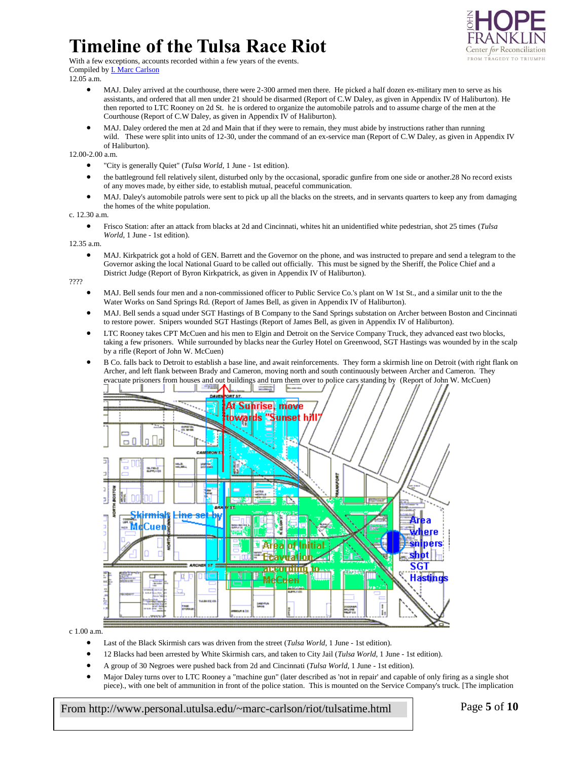# Timeline of the Tulsa Race Riot

With a few exceptions, accounts recorded within a few years of the events.
Compiled by [I. Marc Carlson]

12.05 a.m.

- MAJ. Daley arrived at the courthouse, there were 2-300 armed men there. He picked a half dozen ex-military men to serve as his assistants, and ordered that all men under 21 should be disarmed (Report of C.W Daley, as given in Appendix IV of Haliburton). He then reported to LTC Rooney on 2d St. he is ordered to organize the automobile patrols and to assume charge of the men at the Courthouse (Report of C.W Daley, as given in Appendix IV of Haliburton).
- MAJ. Daley ordered the men at 2d and Main that if they were to remain, they must abide by instructions rather than running wild. These were split into units of 12-30, under the command of an ex-service man (Report of C.W Daley, as given in Appendix IV of Haliburton).

12.00-2.00 a.m.

- "City is generally Quiet" (*Tulsa World*, 1 June - 1st edition).
- the battleground fell relatively silent, disturbed only by the occasional, sporadic gunfire from one side or another.28 No record exists of any moves made, by either side, to establish mutual, peaceful communication.
- MAJ. Daley's automobile patrols were sent to pick up all the blacks on the streets, and in servants quarters to keep any from damaging the homes of the white population.

c. 12.30 a.m.

- Frisco Station: after an attack from blacks at 2d and Cincinnati, whites hit an unidentified white pedestrian, shot 25 times (*Tulsa World*, 1 June - 1st edition).

12.35 a.m.

- MAJ. Kirkpatrick got a hold of GEN. Barrett and the Governor on the phone, and was instructed to prepare and send a telegram to the Governor asking the local National Guard to be called out officially. This must be signed by the Sheriff, the Police Chief and a District Judge (Report of Byron Kirkpatrick, as given in Appendix IV of Haliburton).

????

- MAJ. Bell sends four men and a non-commissioned officer to Public Service Co.'s plant on W 1st St., and a similar unit to the the Water Works on Sand Springs Rd. (Report of James Bell, as given in Appendix IV of Haliburton).
- MAJ. Bell sends a squad under SGT Hastings of B Company to the Sand Springs substation on Archer between Boston and Cincinnati to restore power. Snipers wounded SGT Hastings (Report of James Bell, as given in Appendix IV of Haliburton).
- LTC Rooney takes CPT McCuen and his men to Elgin and Detroit on the Service Company Truck, they advanced east two blocks, taking a few prisoners. While surrounded by blacks near the Gurley Hotel on Greenwood, SGT Hastings was wounded by in the scalp by a rifle (Report of John W. McCuen)
- B Co. falls back to Detroit to establish a base line, and await reinforcements. They form a skirmish line on Detroit (with right flank on Archer, and left flank between Brady and Cameron, moving north and south continuously between Archer and Cameron. They evacuate prisoners from houses and out buildings and turn them over to police cars standing by (Report of John W. McCuen)

c 1.00 a.m.

- Last of the Black Skirmish cars was driven from the street (*Tulsa World*, 1 June - 1st edition).
- 12 Blacks had been arrested by White Skirmish cars, and taken to City Jail (*Tulsa World*, 1 June - 1st edition).
- A group of 30 Negroes were pushed back from 2d and Cincinnati (*Tulsa World*, 1 June - 1st edition).
- Major Daley turns over to LTC Rooney a "machine gun" (later described as 'not in repair' and capable of only firing as a single shot piece)., with one belt of ammunition in front of the police station. This is mounted on the Service Company's truck. [The implication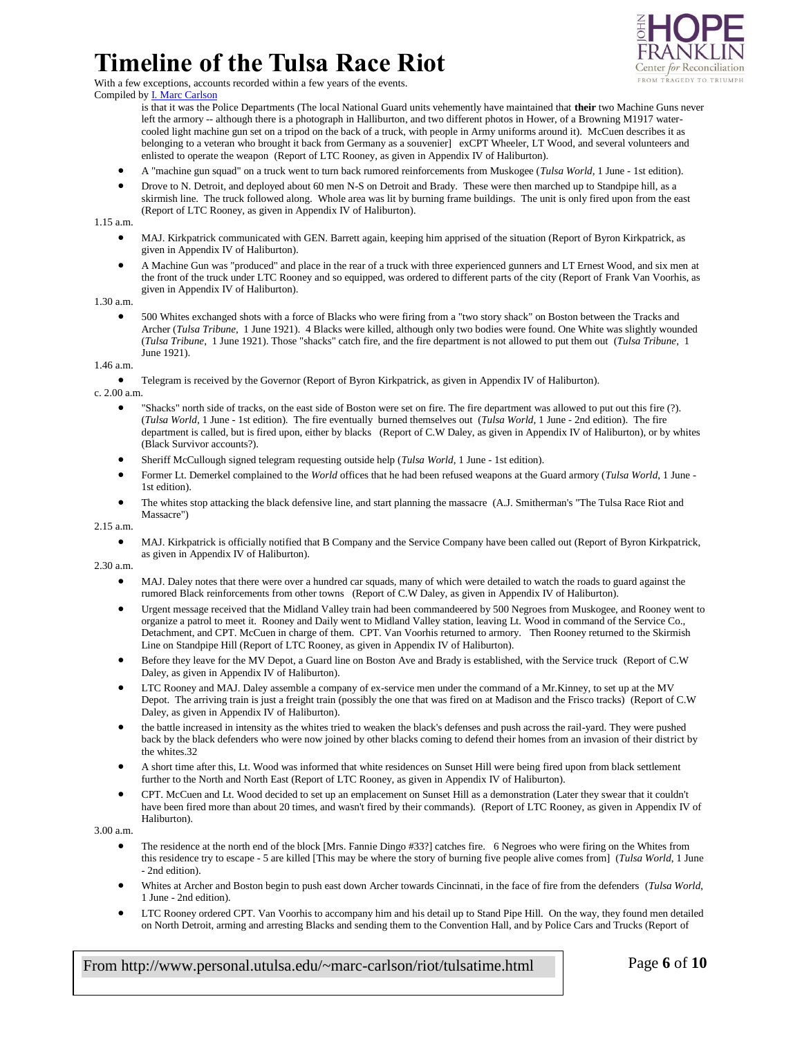is that it was the Police Departments (The local National Guard units vehemently have maintained that **their** two Machine Guns never left the armory -- although there is a photograph in Halliburton, and two different photos in Hower, of a Browning M1917 water-cooled light machine gun set on a tripod on the back of a truck, with people in Army uniforms around it). McCuen describes it as belonging to a veteran who brought it back from Germany as a souvenier] exCPT Wheeler, LT Wood, and several volunteers and enlisted to operate the weapon (Report of LTC Rooney, as given in Appendix IV of Haliburton).

- A "machine gun squad" on a truck went to turn back rumored reinforcements from Muskogee (*Tulsa World*, 1 June - 1st edition).
- Drove to N. Detroit, and deployed about 60 men N-S on Detroit and Brady. These were then marched up to Standpipe hill, as a skirmish line. The truck followed along. Whole area was lit by burning frame buildings. The unit is only fired upon from the east (Report of LTC Rooney, as given in Appendix IV of Haliburton).

1.15 a.m.

- MAJ. Kirkpatrick communicated with GEN. Barrett again, keeping him apprised of the situation (Report of Byron Kirkpatrick, as given in Appendix IV of Haliburton).
- A Machine Gun was "produced" and place in the rear of a truck with three experienced gunners and LT Ernest Wood, and six men at the front of the truck under LTC Rooney and so equipped, was ordered to different parts of the city (Report of Frank Van Voorhis, as given in Appendix IV of Haliburton).

1.30 a.m.

- 500 Whites exchanged shots with a force of Blacks who were firing from a "two story shack" on Boston between the Tracks and Archer (*Tulsa Tribune*, 1 June 1921). 4 Blacks were killed, although only two bodies were found. One White was slightly wounded (*Tulsa Tribune*, 1 June 1921). Those "shacks" catch fire, and the fire department is not allowed to put them out (*Tulsa Tribune*, 1 June 1921).

1.46 a.m.

- Telegram is received by the Governor (Report of Byron Kirkpatrick, as given in Appendix IV of Haliburton).

c. 2.00 a.m.

- "Shacks" north side of tracks, on the east side of Boston were set on fire. The fire department was allowed to put out this fire (?). (*Tulsa World*, 1 June - 1st edition). The fire eventually burned themselves out (*Tulsa World*, 1 June - 2nd edition). The fire department is called, but is fired upon, either by blacks (Report of C.W Daley, as given in Appendix IV of Haliburton), or by whites (Black Survivor accounts?).
- Sheriff McCullough signed telegram requesting outside help (*Tulsa World*, 1 June - 1st edition).
- Former Lt. Demerkel complained to the *World* offices that he had been refused weapons at the Guard armory (*Tulsa World*, 1 June - 1st edition).
- The whites stop attacking the black defensive line, and start planning the massacre (A.J. Smitherman's "The Tulsa Race Riot and Massacre")

2.15 a.m.

- MAJ. Kirkpatrick is officially notified that B Company and the Service Company have been called out (Report of Byron Kirkpatrick, as given in Appendix IV of Haliburton).

2.30 a.m.

- MAJ. Daley notes that there were over a hundred car squads, many of which were detailed to watch the roads to guard against the rumored Black reinforcements from other towns (Report of C.W Daley, as given in Appendix IV of Haliburton).
- Urgent message received that the Midland Valley train had been commandeered by 500 Negroes from Muskogee, and Rooney went to organize a patrol to meet it. Rooney and Daily went to Midland Valley station, leaving Lt. Wood in command of the Service Co., Detachment, and CPT. McCuen in charge of them. CPT. Van Voorhis returned to armory. Then Rooney returned to the Skirmish Line on Standpipe Hill (Report of LTC Rooney, as given in Appendix IV of Haliburton).
- Before they leave for the MV Depot, a Guard line on Boston Ave and Brady is established, with the Service truck (Report of C.W Daley, as given in Appendix IV of Haliburton).
- LTC Rooney and MAJ. Daley assemble a company of ex-service men under the command of a Mr.Kinney, to set up at the MV Depot. The arriving train is just a freight train (possibly the one that was fired on at Madison and the Frisco tracks) (Report of C.W Daley, as given in Appendix IV of Haliburton).
- the battle increased in intensity as the whites tried to weaken the black's defenses and push across the rail-yard. They were pushed back by the black defenders who were now joined by other blacks coming to defend their homes from an invasion of their district by the whites.32
- A short time after this, Lt. Wood was informed that white residences on Sunset Hill were being fired upon from black settlement further to the North and North East (Report of LTC Rooney, as given in Appendix IV of Haliburton).
- CPT. McCuen and Lt. Wood decided to set up an emplacement on Sunset Hill as a demonstration (Later they swear that it couldn't have been fired more than about 20 times, and wasn't fired by their commands). (Report of LTC Rooney, as given in Appendix IV of Haliburton).

3.00 a.m.

- The residence at the north end of the block [Mrs. Fannie Dingo #33?] catches fire. 6 Negroes who were firing on the Whites from this residence try to escape - 5 are killed [This may be where the story of burning five people alive comes from] (*Tulsa World*, 1 June - 2nd edition).
- Whites at Archer and Boston begin to push east down Archer towards Cincinnati, in the face of fire from the defenders (*Tulsa World*, 1 June - 2nd edition).
- LTC Rooney ordered CPT. Van Voorhis to accompany him and his detail up to Stand Pipe Hill. On the way, they found men detailed on North Detroit, arming and arresting Blacks and sending them to the Convention Hall, and by Police Cars and Trucks (Report of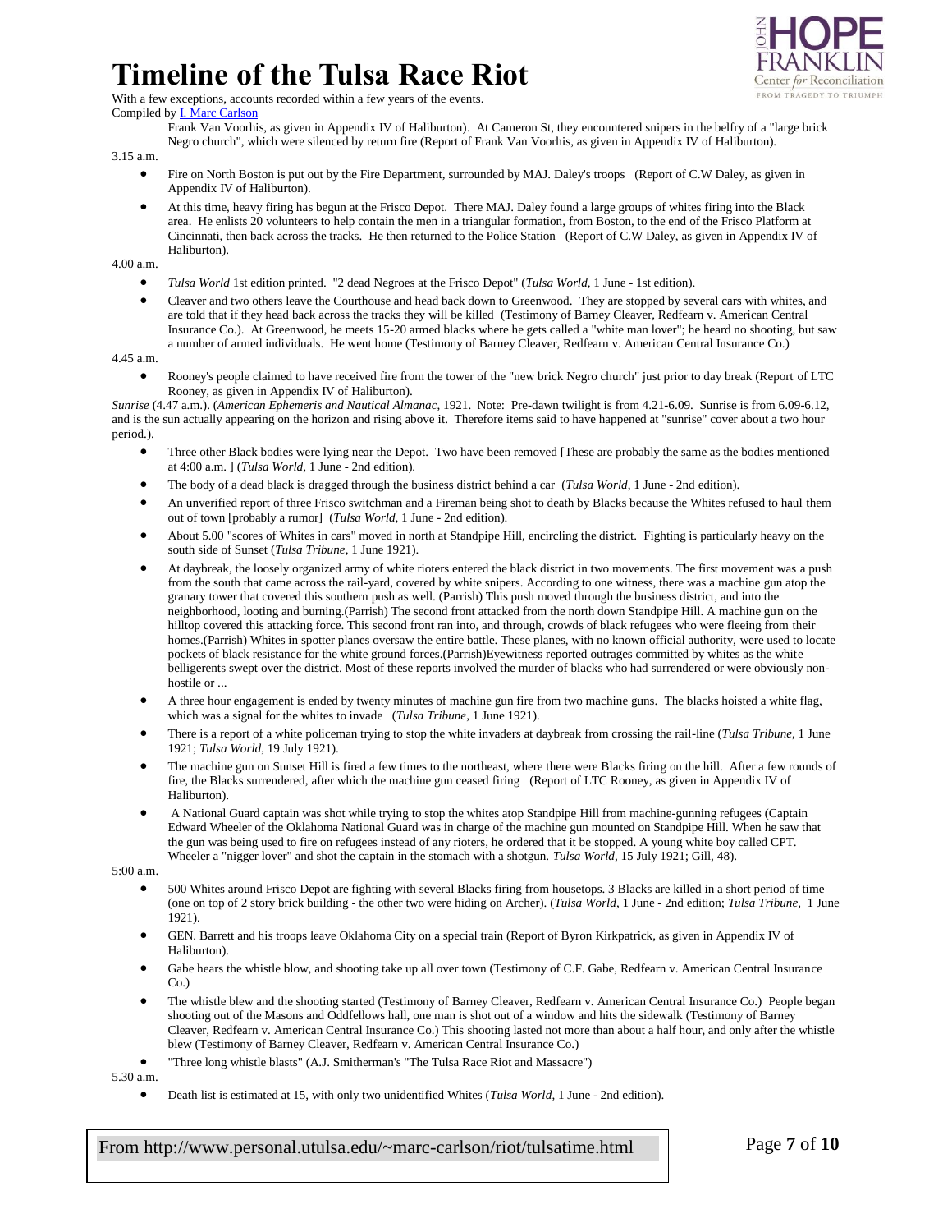Frank Van Voorhis, as given in Appendix IV of Haliburton). At Cameron St, they encountered snipers in the belfry of a "large brick Negro church", which were silenced by return fire (Report of Frank Van Voorhis, as given in Appendix IV of Haliburton).

3.15 a.m.

- Fire on North Boston is put out by the Fire Department, surrounded by MAJ. Daley's troops (Report of C.W Daley, as given in Appendix IV of Haliburton).
- At this time, heavy firing has begun at the Frisco Depot. There MAJ. Daley found a large groups of whites firing into the Black area. He enlists 20 volunteers to help contain the men in a triangular formation, from Boston, to the end of the Frisco Platform at Cincinnati, then back across the tracks. He then returned to the Police Station (Report of C.W Daley, as given in Appendix IV of Haliburton).

4.00 a.m.

- *Tulsa World* 1st edition printed. "2 dead Negroes at the Frisco Depot" (*Tulsa World*, 1 June - 1st edition).
- Cleaver and two others leave the Courthouse and head back down to Greenwood. They are stopped by several cars with whites, and are told that if they head back across the tracks they will be killed (Testimony of Barney Cleaver, Redfearn v. American Central Insurance Co.). At Greenwood, he meets 15-20 armed blacks where he gets called a "white man lover"; he heard no shooting, but saw a number of armed individuals. He went home (Testimony of Barney Cleaver, Redfearn v. American Central Insurance Co.)

4.45 a.m.

- Rooney's people claimed to have received fire from the tower of the "new brick Negro church" just prior to day break (Report of LTC Rooney, as given in Appendix IV of Haliburton).

*Sunrise* (4.47 a.m.). (*American Ephemeris and Nautical Almanac*, 1921. Note: Pre-dawn twilight is from 4.21-6.09. Sunrise is from 6.09-6.12, and is the sun actually appearing on the horizon and rising above it. Therefore items said to have happened at "sunrise" cover about a two hour period.).

- Three other Black bodies were lying near the Depot. Two have been removed [These are probably the same as the bodies mentioned at 4:00 a.m. ] (*Tulsa World*, 1 June - 2nd edition).
- The body of a dead black is dragged through the business district behind a car (*Tulsa World*, 1 June - 2nd edition).
- An unverified report of three Frisco switchman and a Fireman being shot to death by Blacks because the Whites refused to haul them out of town [probably a rumor] (*Tulsa World*, 1 June - 2nd edition).
- About 5.00 "scores of Whites in cars" moved in north at Standpipe Hill, encircling the district. Fighting is particularly heavy on the south side of Sunset (*Tulsa Tribune*, 1 June 1921).
- At daybreak, the loosely organized army of white rioters entered the black district in two movements. The first movement was a push from the south that came across the rail-yard, covered by white snipers. According to one witness, there was a machine gun atop the granary tower that covered this southern push as well. (Parrish) This push moved through the business district, and into the neighborhood, looting and burning.(Parrish) The second front attacked from the north down Standpipe Hill. A machine gun on the hilltop covered this attacking force. This second front ran into, and through, crowds of black refugees who were fleeing from their homes.(Parrish) Whites in spotter planes oversaw the entire battle. These planes, with no known official authority, were used to locate pockets of black resistance for the white ground forces.(Parrish)Eyewitness reported outrages committed by whites as the white belligerents swept over the district. Most of these reports involved the murder of blacks who had surrendered or were obviously non-hostile or ...
- A three hour engagement is ended by twenty minutes of machine gun fire from two machine guns. The blacks hoisted a white flag, which was a signal for the whites to invade (*Tulsa Tribune*, 1 June 1921).
- There is a report of a white policeman trying to stop the white invaders at daybreak from crossing the rail-line (*Tulsa Tribune*, 1 June 1921; *Tulsa World*, 19 July 1921).
- The machine gun on Sunset Hill is fired a few times to the northeast, where there were Blacks firing on the hill. After a few rounds of fire, the Blacks surrendered, after which the machine gun ceased firing (Report of LTC Rooney, as given in Appendix IV of Haliburton).
- A National Guard captain was shot while trying to stop the whites atop Standpipe Hill from machine-gunning refugees (Captain Edward Wheeler of the Oklahoma National Guard was in charge of the machine gun mounted on Standpipe Hill. When he saw that the gun was being used to fire on refugees instead of any rioters, he ordered that it be stopped. A young white boy called CPT. Wheeler a "nigger lover" and shot the captain in the stomach with a shotgun. *Tulsa World*, 15 July 1921; Gill, 48).

5:00 a.m.

- 500 Whites around Frisco Depot are fighting with several Blacks firing from housetops. 3 Blacks are killed in a short period of time (one on top of 2 story brick building - the other two were hiding on Archer). (*Tulsa World*, 1 June - 2nd edition; *Tulsa Tribune*, 1 June 1921).
- GEN. Barrett and his troops leave Oklahoma City on a special train (Report of Byron Kirkpatrick, as given in Appendix IV of Haliburton).
- Gabe hears the whistle blow, and shooting take up all over town (Testimony of C.F. Gabe, Redfearn v. American Central Insurance Co.)
- The whistle blew and the shooting started (Testimony of Barney Cleaver, Redfearn v. American Central Insurance Co.) People began shooting out of the Masons and Oddfellows hall, one man is shot out of a window and hits the sidewalk (Testimony of Barney Cleaver, Redfearn v. American Central Insurance Co.) This shooting lasted not more than about a half hour, and only after the whistle blew (Testimony of Barney Cleaver, Redfearn v. American Central Insurance Co.)
- "Three long whistle blasts" (A.J. Smitherman's "The Tulsa Race Riot and Massacre")

5.30 a.m.

- Death list is estimated at 15, with only two unidentified Whites (*Tulsa World*, 1 June - 2nd edition).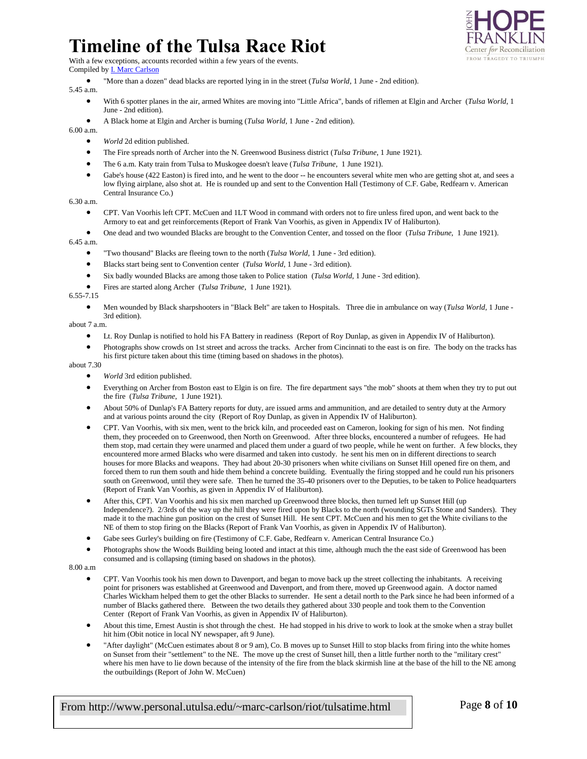# Timeline of the Tulsa Race Riot

With a few exceptions, accounts recorded within a few years of the events.
Compiled by I. Marc Carlson

- "More than a dozen" dead blacks are reported lying in in the street (*Tulsa World*, 1 June - 2nd edition).

5.45 a.m.

- With 6 spotter planes in the air, armed Whites are moving into "Little Africa", bands of riflemen at Elgin and Archer (*Tulsa World*, 1 June - 2nd edition).
- A Black home at Elgin and Archer is burning (*Tulsa World*, 1 June - 2nd edition).

6.00 a.m.

- *World* 2d edition published.
- The Fire spreads north of Archer into the N. Greenwood Business district (*Tulsa Tribune*, 1 June 1921).
- The 6 a.m. Katy train from Tulsa to Muskogee doesn't leave (*Tulsa Tribune*, 1 June 1921).
- Gabe's house (422 Easton) is fired into, and he went to the door -- he encounters several white men who are getting shot at, and sees a low flying airplane, also shot at. He is rounded up and sent to the Convention Hall (Testimony of C.F. Gabe, Redfearn v. American Central Insurance Co.)

6.30 a.m.

- CPT. Van Voorhis left CPT. McCuen and 1LT Wood in command with orders not to fire unless fired upon, and went back to the Armory to eat and get reinforcements (Report of Frank Van Voorhis, as given in Appendix IV of Haliburton).
- One dead and two wounded Blacks are brought to the Convention Center, and tossed on the floor (*Tulsa Tribune*, 1 June 1921).

6.45 a.m.

- "Two thousand" Blacks are fleeing town to the north (*Tulsa World*, 1 June - 3rd edition).
- Blacks start being sent to Convention center (*Tulsa World*, 1 June - 3rd edition).
- Six badly wounded Blacks are among those taken to Police station (*Tulsa World*, 1 June - 3rd edition).
- Fires are started along Archer (*Tulsa Tribune*, 1 June 1921).

6.55-7.15

- Men wounded by Black sharpshooters in "Black Belt" are taken to Hospitals. Three die in ambulance on way (*Tulsa World*, 1 June - 3rd edition).

about 7 a.m.

- Lt. Roy Dunlap is notified to hold his FA Battery in readiness (Report of Roy Dunlap, as given in Appendix IV of Haliburton).
- Photographs show crowds on 1st street and across the tracks. Archer from Cincinnati to the east is on fire. The body on the tracks has his first picture taken about this time (timing based on shadows in the photos).

about 7.30

- *World* 3rd edition published.
- Everything on Archer from Boston east to Elgin is on fire. The fire department says "the mob" shoots at them when they try to put out the fire (*Tulsa Tribune*, 1 June 1921).
- About 50% of Dunlap's FA Battery reports for duty, are issued arms and ammunition, and are detailed to sentry duty at the Armory and at various points around the city (Report of Roy Dunlap, as given in Appendix IV of Haliburton).
- CPT. Van Voorhis, with six men, went to the brick kiln, and proceeded east on Cameron, looking for sign of his men. Not finding them, they proceeded on to Greenwood, then North on Greenwood. After three blocks, encountered a number of refugees. He had them stop, mad certain they were unarmed and placed them under a guard of two people, while he went on further. A few blocks, they encountered more armed Blacks who were disarmed and taken into custody. he sent his men on in different directions to search houses for more Blacks and weapons. They had about 20-30 prisoners when white civilians on Sunset Hill opened fire on them, and forced them to run them south and hide them behind a concrete building. Eventually the firing stopped and he could run his prisoners south on Greenwood, until they were safe. Then he turned the 35-40 prisoners over to the Deputies, to be taken to Police headquarters (Report of Frank Van Voorhis, as given in Appendix IV of Haliburton).
- After this, CPT. Van Voorhis and his six men marched up Greenwood three blocks, then turned left up Sunset Hill (up Independence?). 2/3rds of the way up the hill they were fired upon by Blacks to the north (wounding SGTs Stone and Sanders). They made it to the machine gun position on the crest of Sunset Hill. He sent CPT. McCuen and his men to get the White civilians to the NE of them to stop firing on the Blacks (Report of Frank Van Voorhis, as given in Appendix IV of Haliburton).
- Gabe sees Gurley's building on fire (Testimony of C.F. Gabe, Redfearn v. American Central Insurance Co.)
- Photographs show the Woods Building being looted and intact at this time, although much the the east side of Greenwood has been consumed and is collapsing (timing based on shadows in the photos).

8.00 a.m

- CPT. Van Voorhis took his men down to Davenport, and began to move back up the street collecting the inhabitants. A receiving point for prisoners was established at Greenwood and Davenport, and from there, moved up Greenwood again. A doctor named Charles Wickham helped them to get the other Blacks to surrender. He sent a detail north to the Park since he had been informed of a number of Blacks gathered there. Between the two details they gathered about 330 people and took them to the Convention Center (Report of Frank Van Voorhis, as given in Appendix IV of Haliburton).
- About this time, Ernest Austin is shot through the chest. He had stopped in his drive to work to look at the smoke when a stray bullet hit him (Obit notice in local NY newspaper, aft 9 June).
- "After daylight" (McCuen estimates about 8 or 9 am), Co. B moves up to Sunset Hill to stop blacks from firing into the white homes on Sunset from their "settlement" to the NE. The move up the crest of Sunset hill, then a little further north to the "military crest" where his men have to lie down because of the intensity of the fire from the black skirmish line at the base of the hill to the NE among the outbuildings (Report of John W. McCuen)

From http://www.personal.utulsa.edu/~marc-carlson/riot/tulsatime.html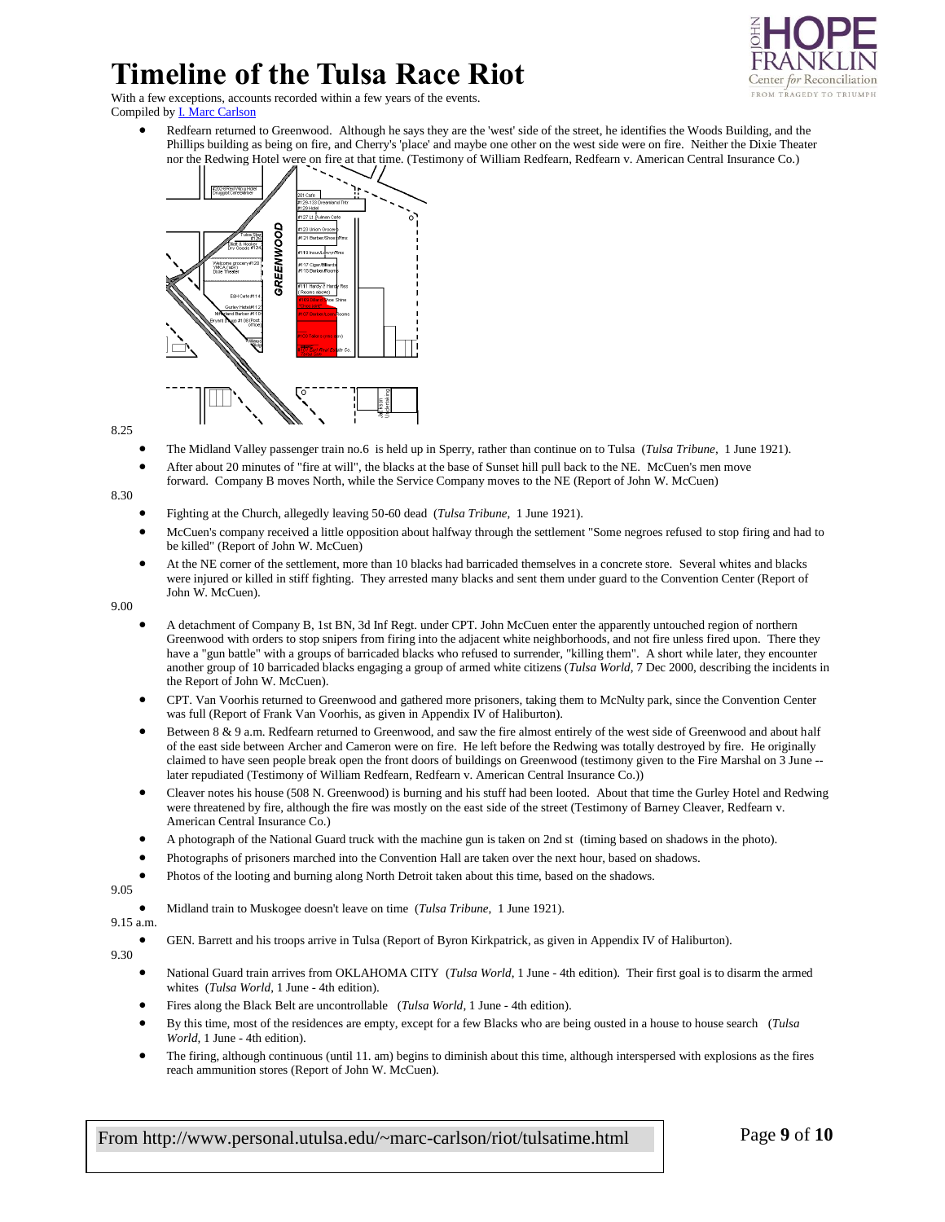- Redfearn returned to Greenwood. Although he says they are the 'west' side of the street, he identifies the Woods Building, and the Phillips building as being on fire, and Cherry's 'place' and maybe one other on the west side were on fire. Neither the Dixie Theater nor the Redwing Hotel were on fire at that time. (Testimony of William Redfearn, Redfearn v. American Central Insurance Co.)

8.25

- The Midland Valley passenger train no.6 is held up in Sperry, rather than continue on to Tulsa (*Tulsa Tribune*, 1 June 1921).
- After about 20 minutes of "fire at will", the blacks at the base of Sunset hill pull back to the NE. McCuen's men move forward. Company B moves North, while the Service Company moves to the NE (Report of John W. McCuen)

8.30

- Fighting at the Church, allegedly leaving 50-60 dead (*Tulsa Tribune*, 1 June 1921).
- McCuen's company received a little opposition about halfway through the settlement "Some negroes refused to stop firing and had to be killed" (Report of John W. McCuen)
- At the NE corner of the settlement, more than 10 blacks had barricaded themselves in a concrete store. Several whites and blacks were injured or killed in stiff fighting. They arrested many blacks and sent them under guard to the Convention Center (Report of John W. McCuen).

9.00

- A detachment of Company B, 1st BN, 3d Inf Regt. under CPT. John McCuen enter the apparently untouched region of northern Greenwood with orders to stop snipers from firing into the adjacent white neighborhoods, and not fire unless fired upon. There they have a "gun battle" with a groups of barricaded blacks who refused to surrender, "killing them". A short while later, they encounter another group of 10 barricaded blacks engaging a group of armed white citizens (*Tulsa World*, 7 Dec 2000, describing the incidents in the Report of John W. McCuen).
- CPT. Van Voorhis returned to Greenwood and gathered more prisoners, taking them to McNulty park, since the Convention Center was full (Report of Frank Van Voorhis, as given in Appendix IV of Haliburton).
- Between 8 & 9 a.m. Redfearn returned to Greenwood, and saw the fire almost entirely of the west side of Greenwood and about half of the east side between Archer and Cameron were on fire. He left before the Redwing was totally destroyed by fire. He originally claimed to have seen people break open the front doors of buildings on Greenwood (testimony given to the Fire Marshal on 3 June -- later repudiated (Testimony of William Redfearn, Redfearn v. American Central Insurance Co.))
- Cleaver notes his house (508 N. Greenwood) is burning and his stuff had been looted. About that time the Gurley Hotel and Redwing were threatened by fire, although the fire was mostly on the east side of the street (Testimony of Barney Cleaver, Redfearn v. American Central Insurance Co.)
- A photograph of the National Guard truck with the machine gun is taken on 2nd st (timing based on shadows in the photo).
- Photographs of prisoners marched into the Convention Hall are taken over the next hour, based on shadows.
- Photos of the looting and burning along North Detroit taken about this time, based on the shadows.

9.05

- Midland train to Muskogee doesn't leave on time (*Tulsa Tribune*, 1 June 1921).

9.15 a.m.

- GEN. Barrett and his troops arrive in Tulsa (Report of Byron Kirkpatrick, as given in Appendix IV of Haliburton).

9.30

- National Guard train arrives from OKLAHOMA CITY (*Tulsa World*, 1 June - 4th edition). Their first goal is to disarm the armed whites (*Tulsa World*, 1 June - 4th edition).
- Fires along the Black Belt are uncontrollable (*Tulsa World*, 1 June - 4th edition).
- By this time, most of the residences are empty, except for a few Blacks who are being ousted in a house to house search (*Tulsa World*, 1 June - 4th edition).
- The firing, although continuous (until 11. am) begins to diminish about this time, although interspersed with explosions as the fires reach ammunition stores (Report of John W. McCuen).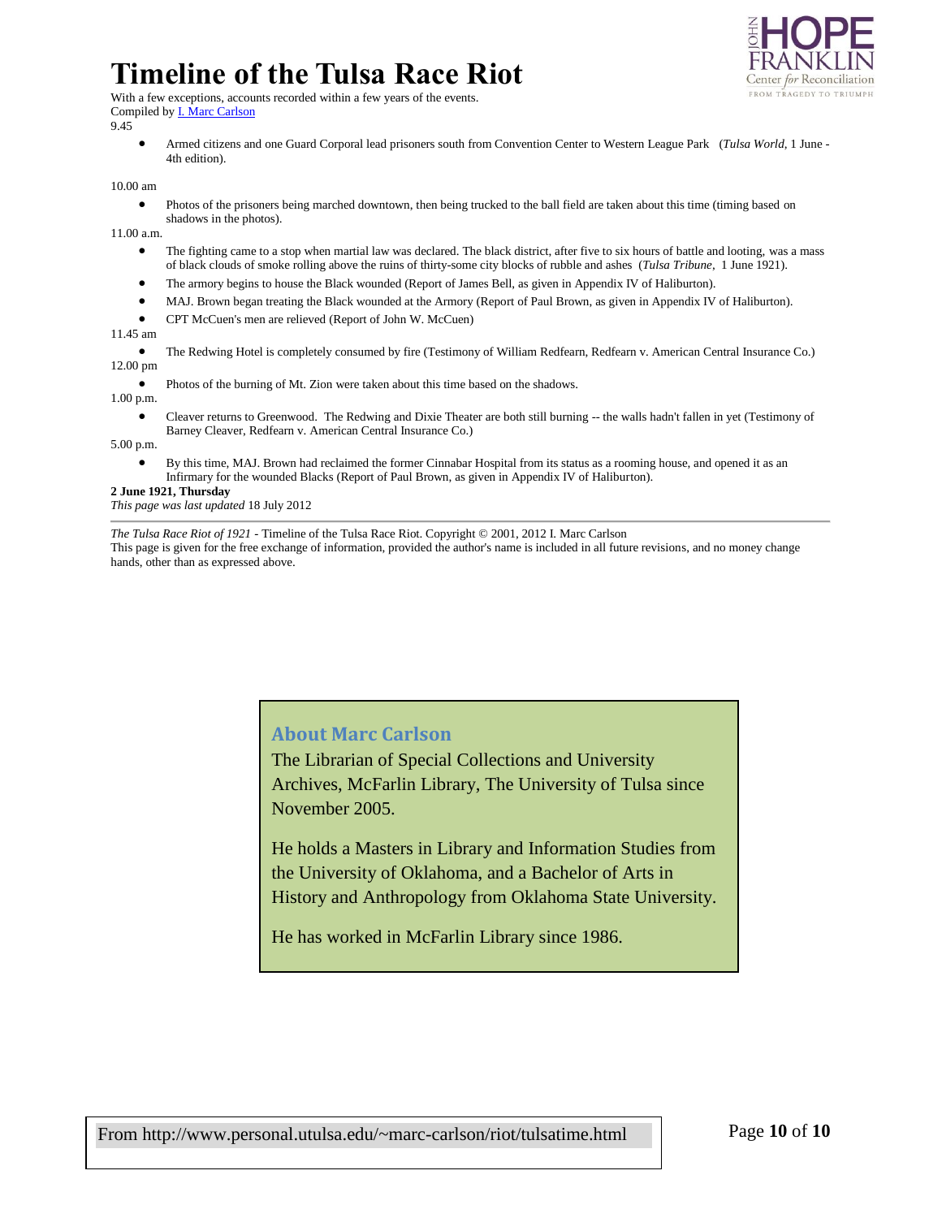# Timeline of the Tulsa Race Riot

With a few exceptions, accounts recorded within a few years of the events.
Compiled by I. Marc Carlson

9.45

- Armed citizens and one Guard Corporal lead prisoners south from Convention Center to Western League Park (*Tulsa World*, 1 June - 4th edition).

10.00 am

- Photos of the prisoners being marched downtown, then being trucked to the ball field are taken about this time (timing based on shadows in the photos).

11.00 a.m.

- The fighting came to a stop when martial law was declared. The black district, after five to six hours of battle and looting, was a mass of black clouds of smoke rolling above the ruins of thirty-some city blocks of rubble and ashes (*Tulsa Tribune*, 1 June 1921).
- The armory begins to house the Black wounded (Report of James Bell, as given in Appendix IV of Haliburton).
- MAJ. Brown began treating the Black wounded at the Armory (Report of Paul Brown, as given in Appendix IV of Haliburton).
- CPT McCuen's men are relieved (Report of John W. McCuen)

11.45 am

- The Redwing Hotel is completely consumed by fire (Testimony of William Redfearn, Redfearn v. American Central Insurance Co.)

12.00 pm

- Photos of the burning of Mt. Zion were taken about this time based on the shadows.

1.00 p.m.

- Cleaver returns to Greenwood. The Redwing and Dixie Theater are both still burning -- the walls hadn't fallen in yet (Testimony of Barney Cleaver, Redfearn v. American Central Insurance Co.)

5.00 p.m.

- By this time, MAJ. Brown had reclaimed the former Cinnabar Hospital from its status as a rooming house, and opened it as an Infirmary for the wounded Blacks (Report of Paul Brown, as given in Appendix IV of Haliburton).

**2 June 1921, Thursday**

*This page was last updated* 18 July 2012

---

*The Tulsa Race Riot of 1921* - Timeline of the Tulsa Race Riot. Copyright © 2001, 2012 I. Marc Carlson
This page is given for the free exchange of information, provided the author's name is included in all future revisions, and no money change hands, other than as expressed above.

## About Marc Carlson

The Librarian of Special Collections and University Archives, McFarlin Library, The University of Tulsa since November 2005.

He holds a Masters in Library and Information Studies from the University of Oklahoma, and a Bachelor of Arts in History and Anthropology from Oklahoma State University.

He has worked in McFarlin Library since 1986.